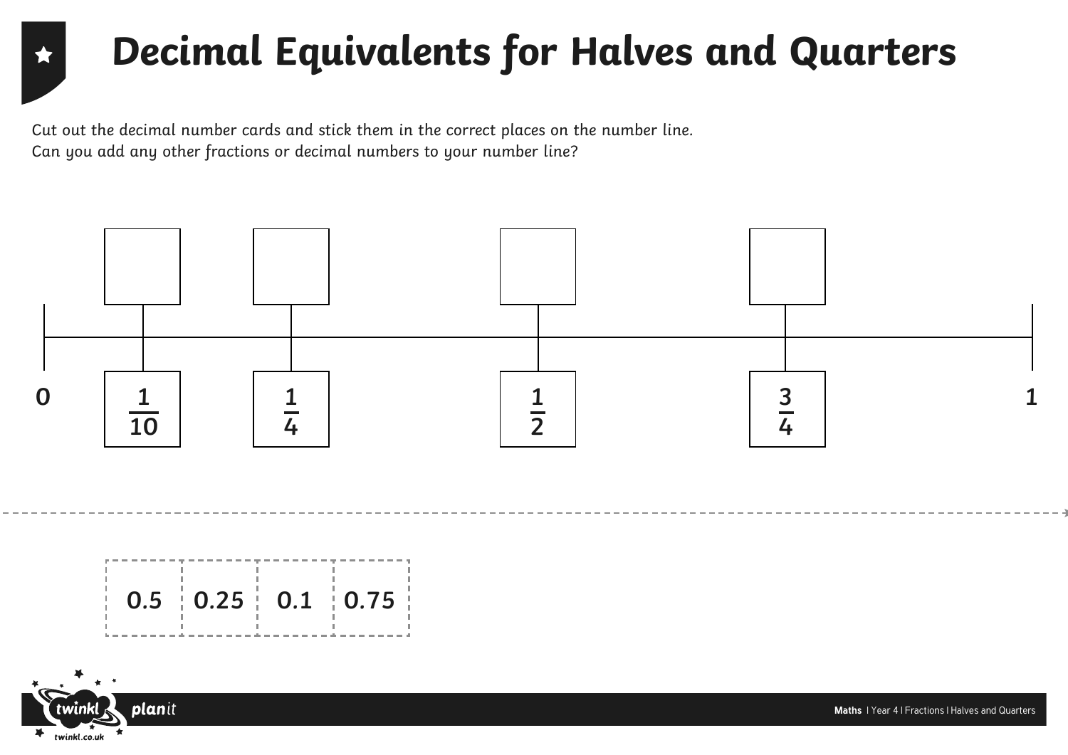# Decimal Equivalents for Halves and Quarters

*Cut out the decimal number cards and stick them in the correct places on the number line.*
*Can you add any other fractions or decimal numbers to your number line?*

0 &nbsp;&nbsp; $\frac{1}{10}$ &nbsp;&nbsp; $\frac{1}{4}$ &nbsp;&nbsp; $\frac{1}{2}$ &nbsp;&nbsp; $\frac{3}{4}$ &nbsp;&nbsp; 1

| 0.5 | 0.25 | 0.1 | 0.75 |
|---|---|---|---|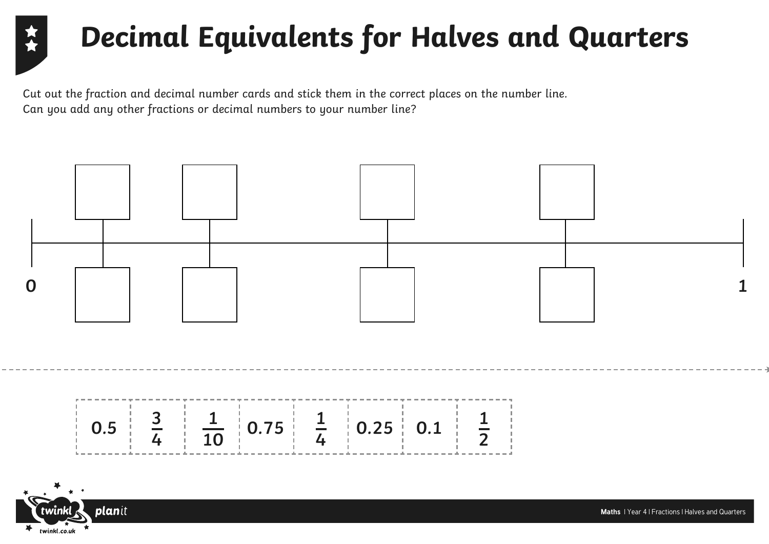# Decimal Equivalents for Halves and Quarters

*Cut out the fraction and decimal number cards and stick them in the correct places on the number line.*
*Can you add any other fractions or decimal numbers to your number line?*

0 ——————————————————————————— 1

| 0.5 | $\frac{3}{4}$ | $\frac{1}{10}$ | 0.75 | $\frac{1}{4}$ | 0.25 | 0.1 | $\frac{1}{2}$ |
|---|---|---|---|---|---|---|---|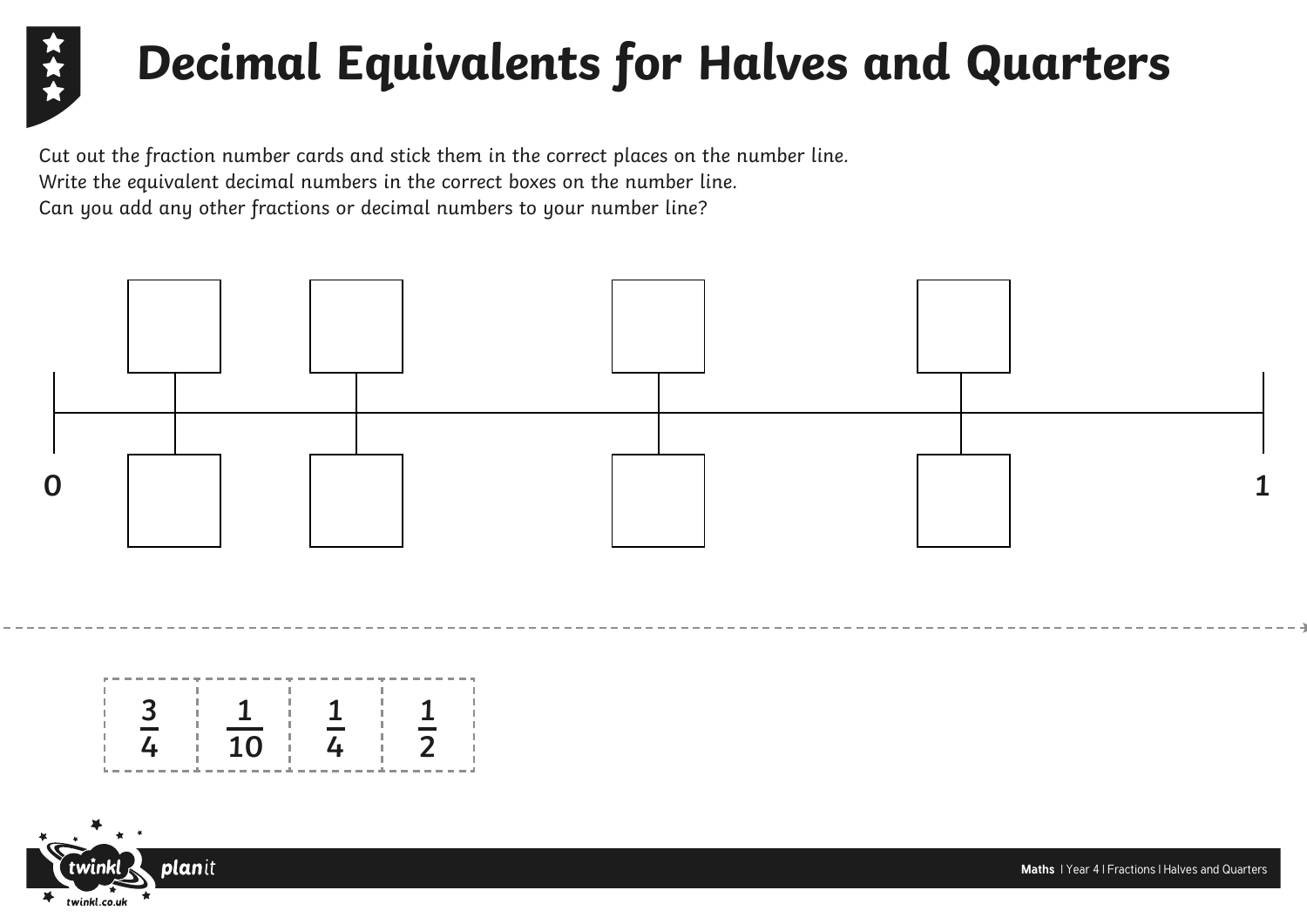# Decimal Equivalents for Halves and Quarters

*Cut out the fraction number cards and stick them in the correct places on the number line.*
*Write the equivalent decimal numbers in the correct boxes on the number line.*
*Can you add any other fractions or decimal numbers to your number line?*

0 1

| $\frac{3}{4}$ | $\frac{1}{10}$ | $\frac{1}{4}$ | $\frac{1}{2}$ |
|---|---|---|---|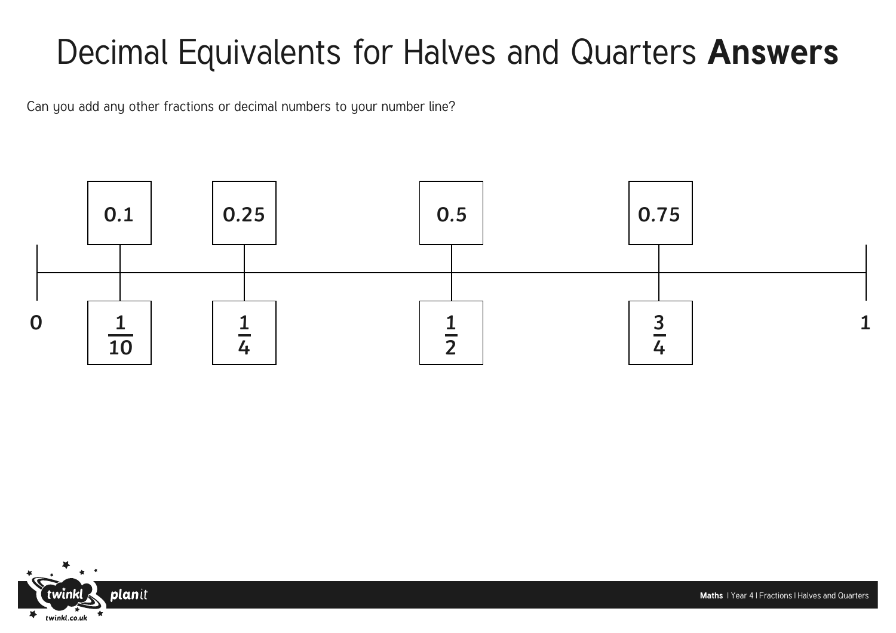# Decimal Equivalents for Halves and Quarters **Answers**

Can you add any other fractions or decimal numbers to your number line?

0.1

0.25

0.5

0.75

0

$\frac{1}{10}$

$\frac{1}{4}$

$\frac{1}{2}$

$\frac{3}{4}$

1